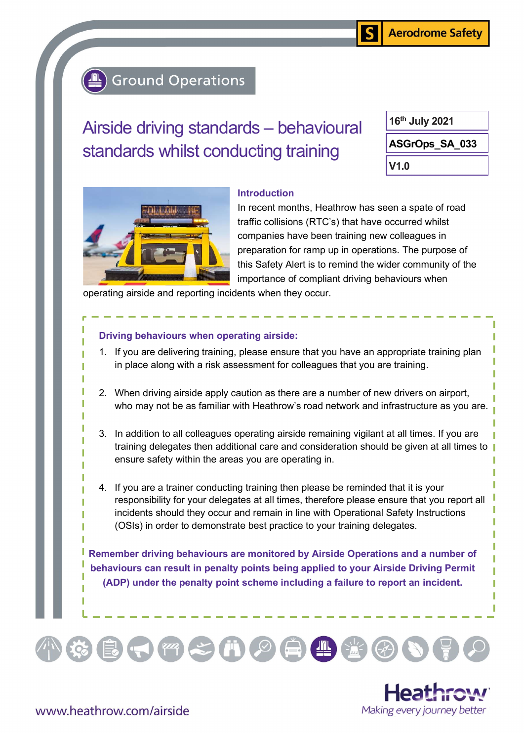Aerodrome Safety

Ground Operations

# Airside driving standards – behavioural standards whilst conducting training

| 16th July 2021 |
|---|
| ASGrOps_SA_033 |
| V1.0 |

## Introduction

In recent months, Heathrow has seen a spate of road traffic collisions (RTC's) that have occurred whilst companies have been training new colleagues in preparation for ramp up in operations. The purpose of this Safety Alert is to remind the wider community of the importance of compliant driving behaviours when operating airside and reporting incidents when they occur.

### Driving behaviours when operating airside:

1. If you are delivering training, please ensure that you have an appropriate training plan in place along with a risk assessment for colleagues that you are training.

2. When driving airside apply caution as there are a number of new drivers on airport, who may not be as familiar with Heathrow's road network and infrastructure as you are.

3. In addition to all colleagues operating airside remaining vigilant at all times. If you are training delegates then additional care and consideration should be given at all times to ensure safety within the areas you are operating in.

4. If you are a trainer conducting training then please be reminded that it is your responsibility for your delegates at all times, therefore please ensure that you report all incidents should they occur and remain in line with Operational Safety Instructions (OSIs) in order to demonstrate best practice to your training delegates.

**Remember driving behaviours are monitored by Airside Operations and a number of behaviours can result in penalty points being applied to your Airside Driving Permit (ADP) under the penalty point scheme including a failure to report an incident.**

www.heathrow.com/airside

Heathrow
Making every journey better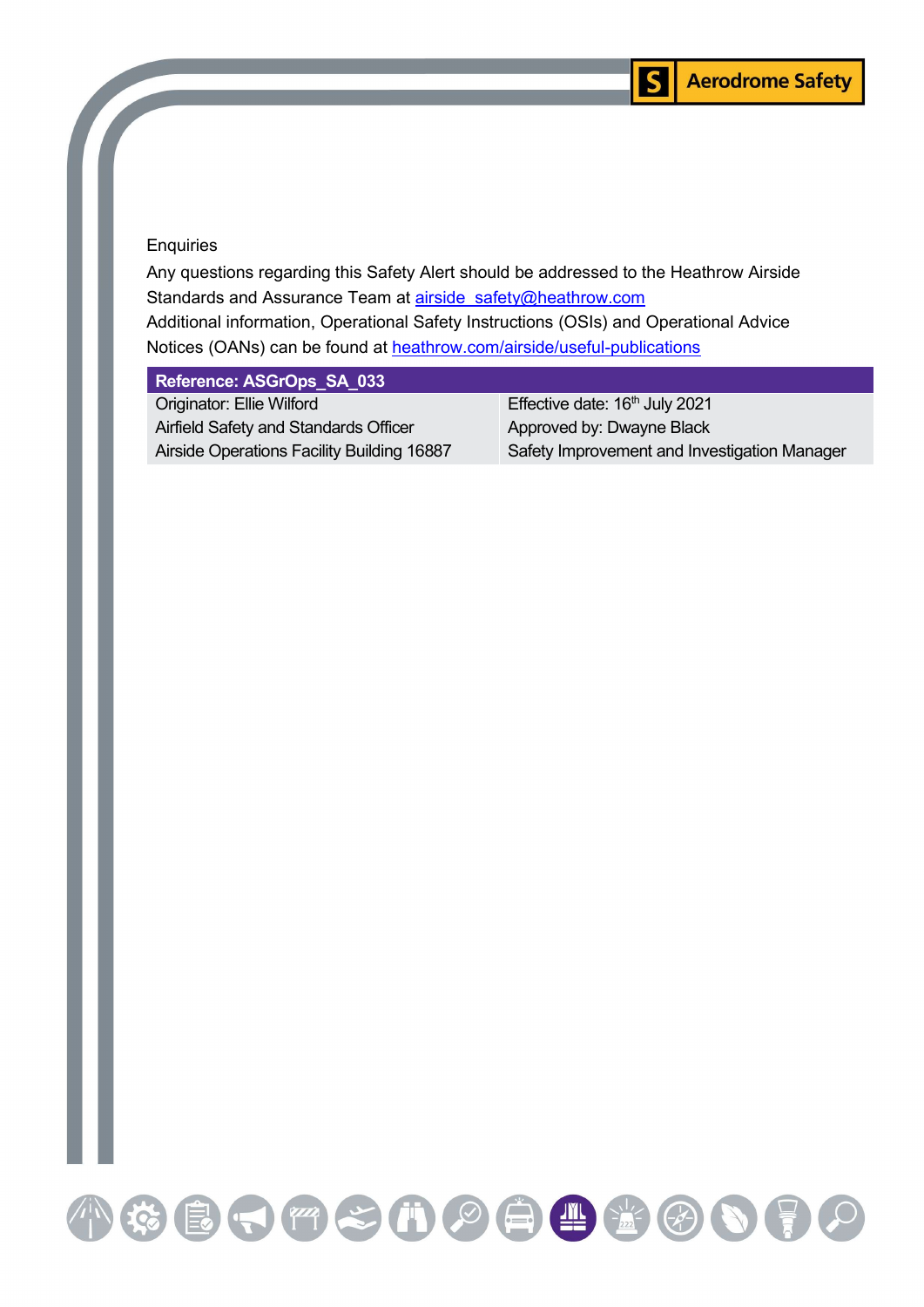Enquiries

Any questions regarding this Safety Alert should be addressed to the Heathrow Airside Standards and Assurance Team at [airside_safety@heathrow.com](mailto:airside_safety@heathrow.com)

Additional information, Operational Safety Instructions (OSIs) and Operational Advice Notices (OANs) can be found at [heathrow.com/airside/useful-publications](heathrow.com/airside/useful-publications)

| **Reference: ASGrOps_SA_033** | |
|---|---|
| Originator: Ellie Wilford | Effective date: 16th July 2021 |
| Airfield Safety and Standards Officer | Approved by: Dwayne Black |
| Airside Operations Facility Building 16887 | Safety Improvement and Investigation Manager |